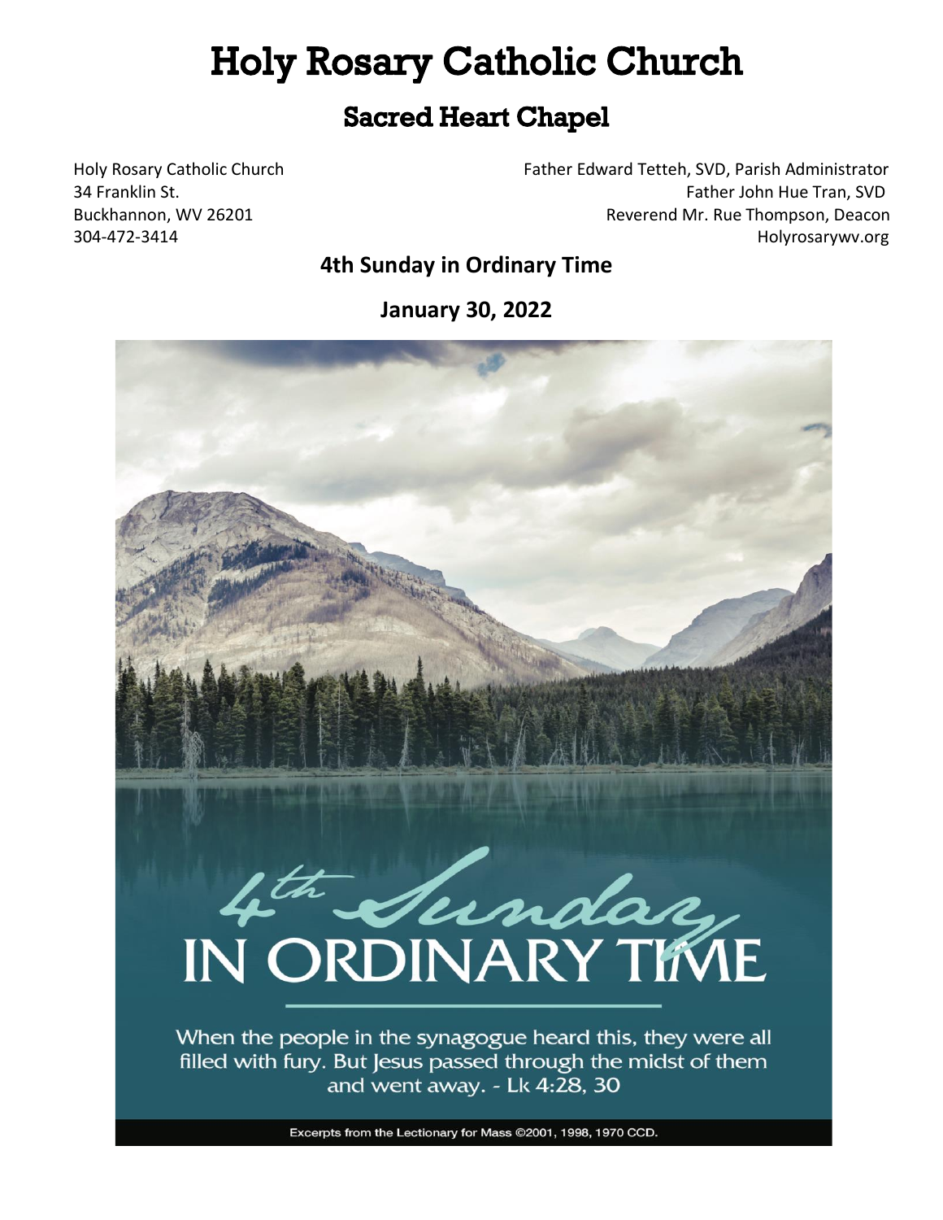# Holy Rosary Catholic Church

## Sacred Heart Chapel

Holy Rosary Catholic Church
34 Franklin St.
Buckhannon, WV 26201
304-472-3414

Father Edward Tetteh, SVD, Parish Administrator
Father John Hue Tran, SVD
Reverend Mr. Rue Thompson, Deacon
Holyrosarywv.org

**4th Sunday in Ordinary Time**

**January 30, 2022**

4th Sunday IN ORDINARY TIME

When the people in the synagogue heard this, they were all filled with fury. But Jesus passed through the midst of them and went away. - Lk 4:28, 30

Excerpts from the Lectionary for Mass ©2001, 1998, 1970 CCD.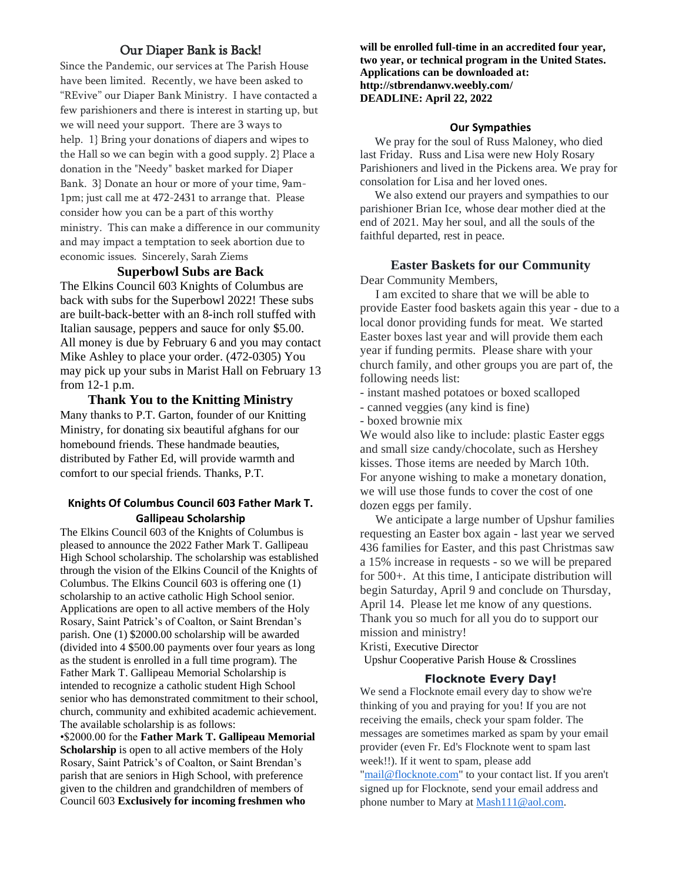## Our Diaper Bank is Back!

Since the Pandemic, our services at The Parish House have been limited. Recently, we have been asked to "REvive" our Diaper Bank Ministry. I have contacted a few parishioners and there is interest in starting up, but we will need your support. There are 3 ways to help. 1} Bring your donations of diapers and wipes to the Hall so we can begin with a good supply. 2} Place a donation in the "Needy" basket marked for Diaper Bank. 3} Donate an hour or more of your time, 9am-1pm; just call me at 472-2431 to arrange that. Please consider how you can be a part of this worthy ministry. This can make a difference in our community and may impact a temptation to seek abortion due to economic issues. Sincerely, Sarah Ziems

## Superbowl Subs are Back

The Elkins Council 603 Knights of Columbus are back with subs for the Superbowl 2022! These subs are built-back-better with an 8-inch roll stuffed with Italian sausage, peppers and sauce for only $5.00. All money is due by February 6 and you may contact Mike Ashley to place your order. (472-0305) You may pick up your subs in Marist Hall on February 13 from 12-1 p.m.

## Thank You to the Knitting Ministry

Many thanks to P.T. Garton, founder of our Knitting Ministry, for donating six beautiful afghans for our homebound friends. These handmade beauties, distributed by Father Ed, will provide warmth and comfort to our special friends. Thanks, P.T.

## Knights Of Columbus Council 603 Father Mark T. Gallipeau Scholarship

The Elkins Council 603 of the Knights of Columbus is pleased to announce the 2022 Father Mark T. Gallipeau High School scholarship. The scholarship was established through the vision of the Elkins Council of the Knights of Columbus. The Elkins Council 603 is offering one (1) scholarship to an active catholic High School senior. Applications are open to all active members of the Holy Rosary, Saint Patrick's of Coalton, or Saint Brendan's parish. One (1) $2000.00 scholarship will be awarded (divided into 4 $500.00 payments over four years as long as the student is enrolled in a full time program). The Father Mark T. Gallipeau Memorial Scholarship is intended to recognize a catholic student High School senior who has demonstrated commitment to their school, church, community and exhibited academic achievement. The available scholarship is as follows:

•$2000.00 for the **Father Mark T. Gallipeau Memorial Scholarship** is open to all active members of the Holy Rosary, Saint Patrick's of Coalton, or Saint Brendan's parish that are seniors in High School, with preference given to the children and grandchildren of members of Council 603 **Exclusively for incoming freshmen who will be enrolled full-time in an accredited four year, two year, or technical program in the United States. Applications can be downloaded at: http://stbrendanwv.weebly.com/**
**DEADLINE: April 22, 2022**

## Our Sympathies

We pray for the soul of Russ Maloney, who died last Friday. Russ and Lisa were new Holy Rosary Parishioners and lived in the Pickens area. We pray for consolation for Lisa and her loved ones.

We also extend our prayers and sympathies to our parishioner Brian Ice, whose dear mother died at the end of 2021. May her soul, and all the souls of the faithful departed, rest in peace.

## Easter Baskets for our Community

Dear Community Members,

I am excited to share that we will be able to provide Easter food baskets again this year - due to a local donor providing funds for meat. We started Easter boxes last year and will provide them each year if funding permits. Please share with your church family, and other groups you are part of, the following needs list:

- instant mashed potatoes or boxed scalloped
- canned veggies (any kind is fine)
- boxed brownie mix

We would also like to include: plastic Easter eggs and small size candy/chocolate, such as Hershey kisses. Those items are needed by March 10th. For anyone wishing to make a monetary donation, we will use those funds to cover the cost of one dozen eggs per family.

We anticipate a large number of Upshur families requesting an Easter box again - last year we served 436 families for Easter, and this past Christmas saw a 15% increase in requests - so we will be prepared for 500+. At this time, I anticipate distribution will begin Saturday, April 9 and conclude on Thursday, April 14. Please let me know of any questions. Thank you so much for all you do to support our mission and ministry!

Kristi, Executive Director
Upshur Cooperative Parish House & Crosslines

## Flocknote Every Day!

We send a Flocknote email every day to show we're thinking of you and praying for you! If you are not receiving the emails, check your spam folder. The messages are sometimes marked as spam by your email provider (even Fr. Ed's Flocknote went to spam last week!!). If it went to spam, please add "mail@flocknote.com" to your contact list. If you aren't signed up for Flocknote, send your email address and phone number to Mary at Mash111@aol.com.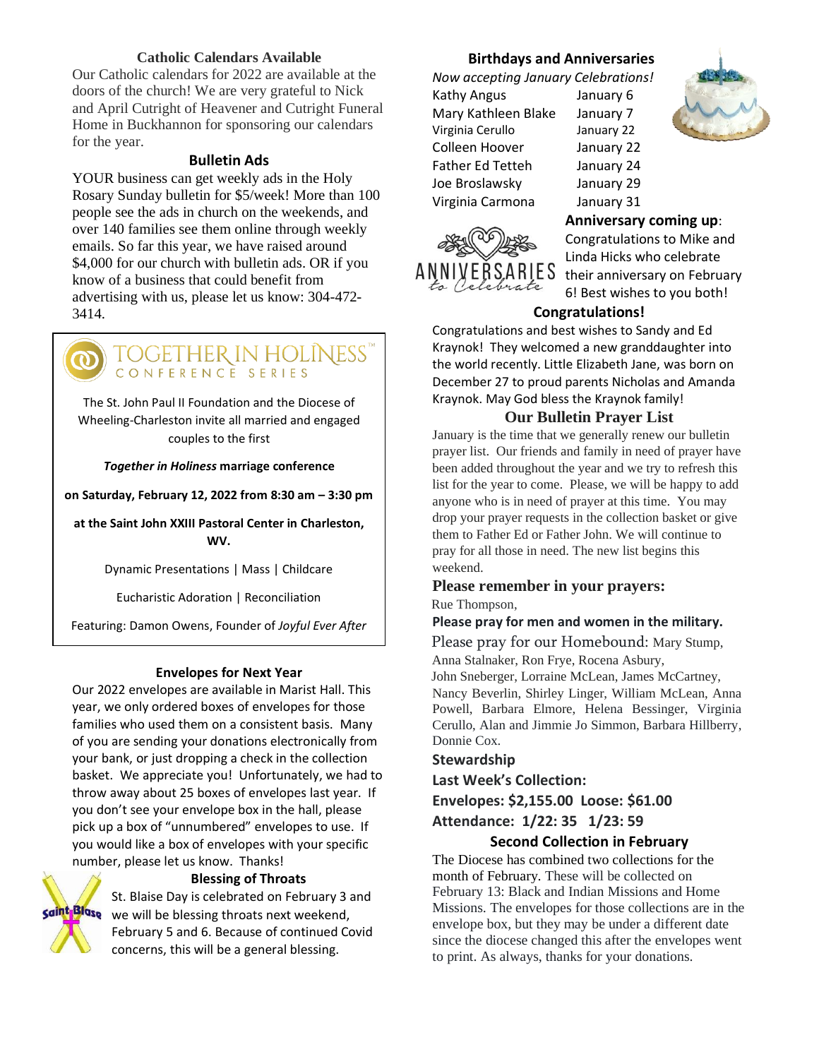## Catholic Calendars Available

Our Catholic calendars for 2022 are available at the doors of the church! We are very grateful to Nick and April Cutright of Heavener and Cutright Funeral Home in Buckhannon for sponsoring our calendars for the year.

## Bulletin Ads

YOUR business can get weekly ads in the Holy Rosary Sunday bulletin for $5/week! More than 100 people see the ads in church on the weekends, and over 140 families see them online through weekly emails. So far this year, we have raised around $4,000 for our church with bulletin ads. OR if you know of a business that could benefit from advertising with us, please let us know: 304-472-3414.

---

**TOGETHER IN HOLINESS™**
CONFERENCE SERIES

The St. John Paul II Foundation and the Diocese of Wheeling-Charleston invite all married and engaged couples to the first

***Together in Holiness*** **marriage conference**

**on Saturday, February 12, 2022 from 8:30 am – 3:30 pm**

**at the Saint John XXIII Pastoral Center in Charleston, WV.**

Dynamic Presentations | Mass | Childcare

Eucharistic Adoration | Reconciliation

Featuring: Damon Owens, Founder of *Joyful Ever After*

---

## Envelopes for Next Year

Our 2022 envelopes are available in Marist Hall. This year, we only ordered boxes of envelopes for those families who used them on a consistent basis. Many of you are sending your donations electronically from your bank, or just dropping a check in the collection basket. We appreciate you! Unfortunately, we had to throw away about 25 boxes of envelopes last year. If you don't see your envelope box in the hall, please pick up a box of "unnumbered" envelopes to use. If you would like a box of envelopes with your specific number, please let us know. Thanks!

## Blessing of Throats

St. Blaise Day is celebrated on February 3 and we will be blessing throats next weekend, February 5 and 6. Because of continued Covid concerns, this will be a general blessing.

## Birthdays and Anniversaries

*Now accepting January Celebrations!*

| | |
|---|---|
| Kathy Angus | January 6 |
| Mary Kathleen Blake | January 7 |
| Virginia Cerullo | January 22 |
| Colleen Hoover | January 22 |
| Father Ed Tetteh | January 24 |
| Joe Broslawsky | January 29 |
| Virginia Carmona | January 31 |

**Anniversary coming up**: Congratulations to Mike and Linda Hicks who celebrate their anniversary on February 6! Best wishes to you both!

## Congratulations!

Congratulations and best wishes to Sandy and Ed Kraynok! They welcomed a new granddaughter into the world recently. Little Elizabeth Jane, was born on December 27 to proud parents Nicholas and Amanda Kraynok. May God bless the Kraynok family!

## Our Bulletin Prayer List

January is the time that we generally renew our bulletin prayer list. Our friends and family in need of prayer have been added throughout the year and we try to refresh this list for the year to come. Please, we will be happy to add anyone who is in need of prayer at this time. You may drop your prayer requests in the collection basket or give them to Father Ed or Father John. We will continue to pray for all those in need. The new list begins this weekend.

**Please remember in your prayers:**
Rue Thompson,

**Please pray for men and women in the military.**

Please pray for our Homebound: Mary Stump, Anna Stalnaker, Ron Frye, Rocena Asbury, John Sneberger, Lorraine McLean, James McCartney, Nancy Beverlin, Shirley Linger, William McLean, Anna Powell, Barbara Elmore, Helena Bessinger, Virginia Cerullo, Alan and Jimmie Jo Simmon, Barbara Hillberry, Donnie Cox.

**Stewardship**

**Last Week's Collection:**

**Envelopes: $2,155.00 Loose: $61.00**

**Attendance: 1/22: 35 1/23: 59**

## Second Collection in February

The Diocese has combined two collections for the month of February. These will be collected on February 13: Black and Indian Missions and Home Missions. The envelopes for those collections are in the envelope box, but they may be under a different date since the diocese changed this after the envelopes went to print. As always, thanks for your donations.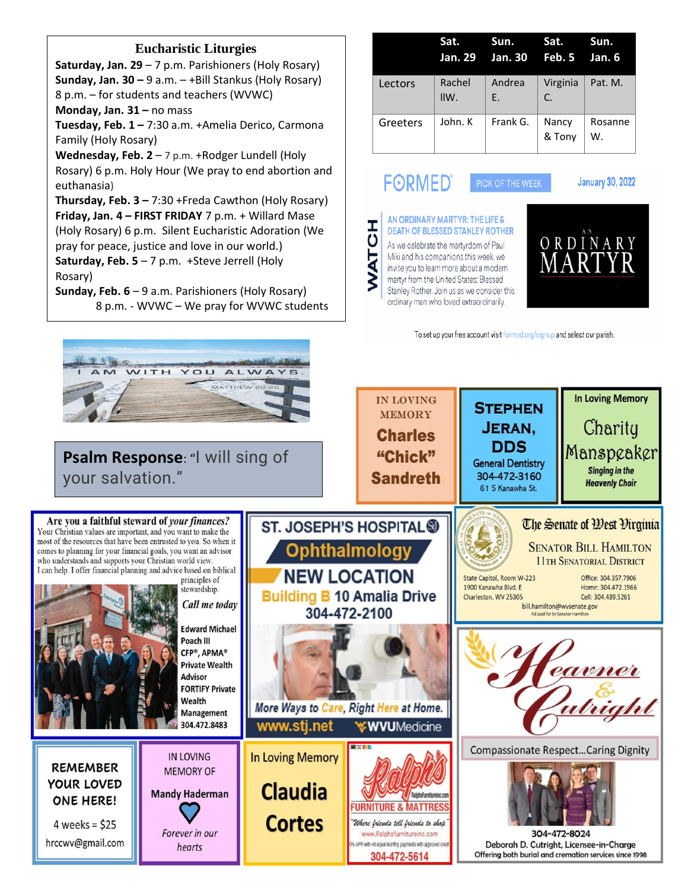## Eucharistic Liturgies

**Saturday, Jan. 29** – 7 p.m. Parishioners (Holy Rosary)
**Sunday, Jan. 30 –** 9 a.m. – +Bill Stankus (Holy Rosary)
8 p.m. – for students and teachers (WVWC)
**Monday, Jan. 31 –** no mass
**Tuesday, Feb. 1 –** 7:30 a.m. +Amelia Derico, Carmona Family (Holy Rosary)
**Wednesday, Feb. 2** – 7 p.m. +Rodger Lundell (Holy Rosary) 6 p.m. Holy Hour (We pray to end abortion and euthanasia)
**Thursday, Feb. 3 –** 7:30 +Freda Cawthon (Holy Rosary)
**Friday, Jan. 4 – FIRST FRIDAY** 7 p.m. + Willard Mase (Holy Rosary) 6 p.m. Silent Eucharistic Adoration (We pray for peace, justice and love in our world.)
**Saturday, Feb. 5** – 7 p.m. +Steve Jerrell (Holy Rosary)
**Sunday, Feb. 6** – 9 a.m. Parishioners (Holy Rosary)
8 p.m. - WVWC – We pray for WVWC students

| | Sat. Jan. 29 | Sun. Jan. 30 | Sat. Feb. 5 | Sun. Jan. 6 |
|---|---|---|---|---|
| Lectors | Rachel IIW. | Andrea E. | Virginia C. | Pat. M. |
| Greeters | John. K | Frank G. | Nancy & Tony | Rosanne W. |

FORMED PICK OF THE WEEK January 30, 2022

WATCH

AN ORDINARY MARTYR: THE LIFE & DEATH OF BLESSED STANLEY ROTHER

As we celebrate the martyrdom of Paul Miki and his companions this week, we invite you to learn more about a modern martyr from the United States: Blessed Stanley Rother. Join us as we consider this ordinary man who loved extraordinarily.

AN ORDINARY MARTYR

To set up your free account visit formed.org/signup and select our parish.

I AM WITH YOU ALWAYS. MATTHEW 28:20

**Psalm Response**: "I will sing of your salvation."

IN LOVING MEMORY
**Charles "Chick" Sandreth**

**STEPHEN JERAN, DDS**
General Dentistry
304-472-3160
61 S Kanawha St.

In Loving Memory
Charity Manspeaker
*Singing in the Heavenly Choir*

**Are you a faithful steward of *your finances?***
Your Christian values are important, and you want to make the most of the resources that have been entrusted to you. So when it comes to planning for your financial goals, you want an advisor who understands and supports your Christian world view. I can help. I offer financial planning and advice based on biblical principles of stewardship.
*Call me today*
Edward Michael Poach III
CFP®, APMA®
Private Wealth Advisor
FORTIFY Private Wealth Management
304.472.8483

**ST. JOSEPH'S HOSPITAL**
**Ophthalmology**
**NEW LOCATION**
**Building B 10 Amalia Drive**
**304-472-2100**
*More Ways to Care, Right Here at Home.*
www.stj.net WVUMedicine

The Senate of West Virginia
SENATOR BILL HAMILTON
11TH SENATORIAL DISTRICT
State Capitol, Room W-223
1900 Kanawha Blvd. E
Charleston, WV 25305
Office: 304.357.7906
Home: 304.472.1966
Cell: 304.439.5261
bill.hamilton@wvsenate.gov
Ad paid for by Senator Hamilton

Heavner & Cutright
Compassionate Respect...Caring Dignity
304-472-8024
Deborah D. Cutright, Licensee-in-Charge
Offering both burial and cremation services since 1998

**REMEMBER YOUR LOVED ONE HERE!**
4 weeks = $25
hrccwv@gmail.com

IN LOVING MEMORY OF
**Mandy Haderman**
*Forever in our hearts*

In Loving Memory
**Claudia Cortes**

Ralph's
FURNITURE & MATTRESS
*"Where friends tell friends to shop"*
www.Ralphsfurnitureinc.com
0% APR with 48 equal monthly payments with approved credit
304-472-5614